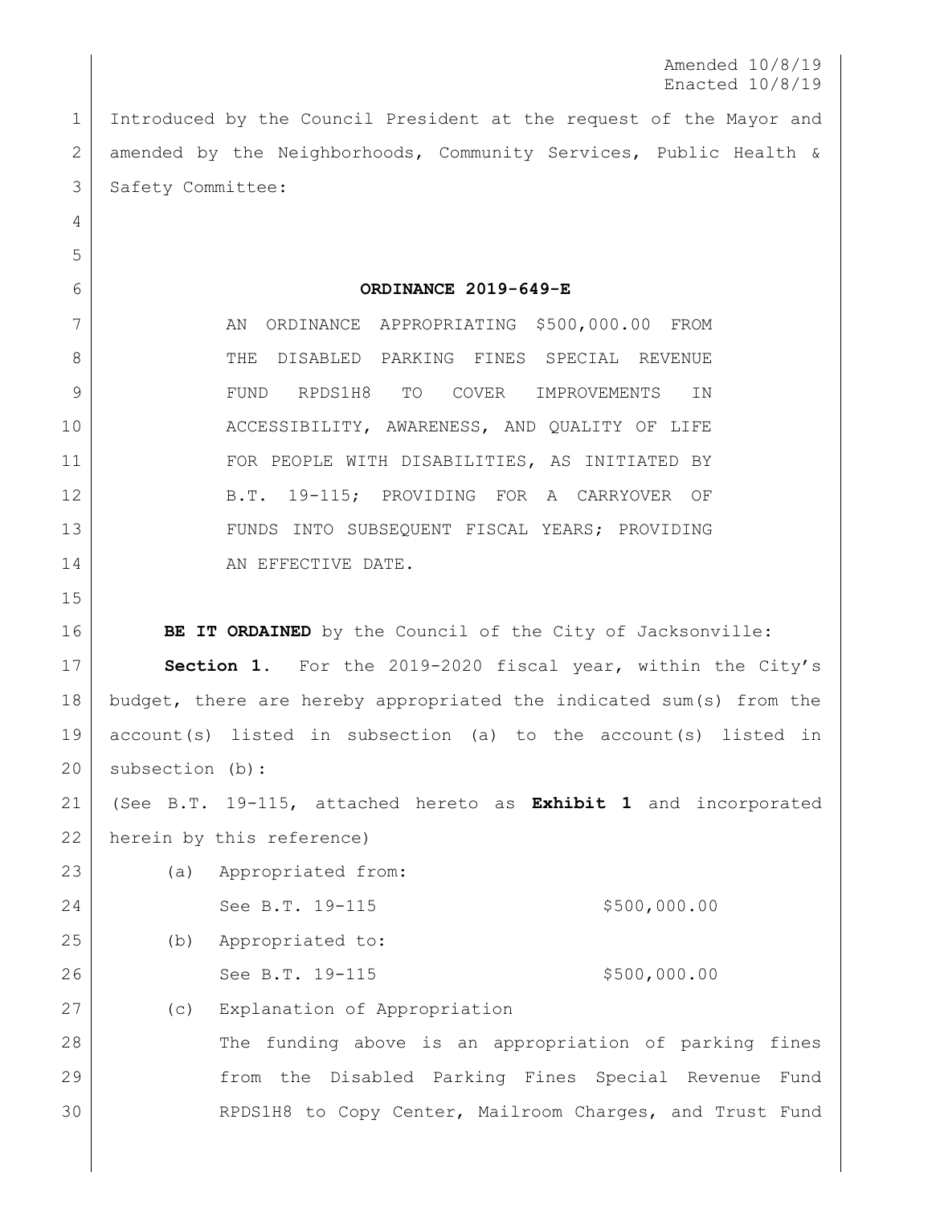Amended 10/8/19
Enacted 10/8/19

Introduced by the Council President at the request of the Mayor and amended by the Neighborhoods, Community Services, Public Health & Safety Committee:

**ORDINANCE 2019-649-E**

AN ORDINANCE APPROPRIATING $500,000.00 FROM THE DISABLED PARKING FINES SPECIAL REVENUE FUND RPDS1H8 TO COVER IMPROVEMENTS IN ACCESSIBILITY, AWARENESS, AND QUALITY OF LIFE FOR PEOPLE WITH DISABILITIES, AS INITIATED BY B.T. 19-115; PROVIDING FOR A CARRYOVER OF FUNDS INTO SUBSEQUENT FISCAL YEARS; PROVIDING AN EFFECTIVE DATE.

**BE IT ORDAINED** by the Council of the City of Jacksonville:

**Section 1.** For the 2019-2020 fiscal year, within the City's budget, there are hereby appropriated the indicated sum(s) from the account(s) listed in subsection (a) to the account(s) listed in subsection (b):

(See B.T. 19-115, attached hereto as **Exhibit 1** and incorporated herein by this reference)

(a) Appropriated from:

See B.T. 19-115 $500,000.00

(b) Appropriated to:

See B.T. 19-115 $500,000.00

(c) Explanation of Appropriation

The funding above is an appropriation of parking fines from the Disabled Parking Fines Special Revenue Fund RPDS1H8 to Copy Center, Mailroom Charges, and Trust Fund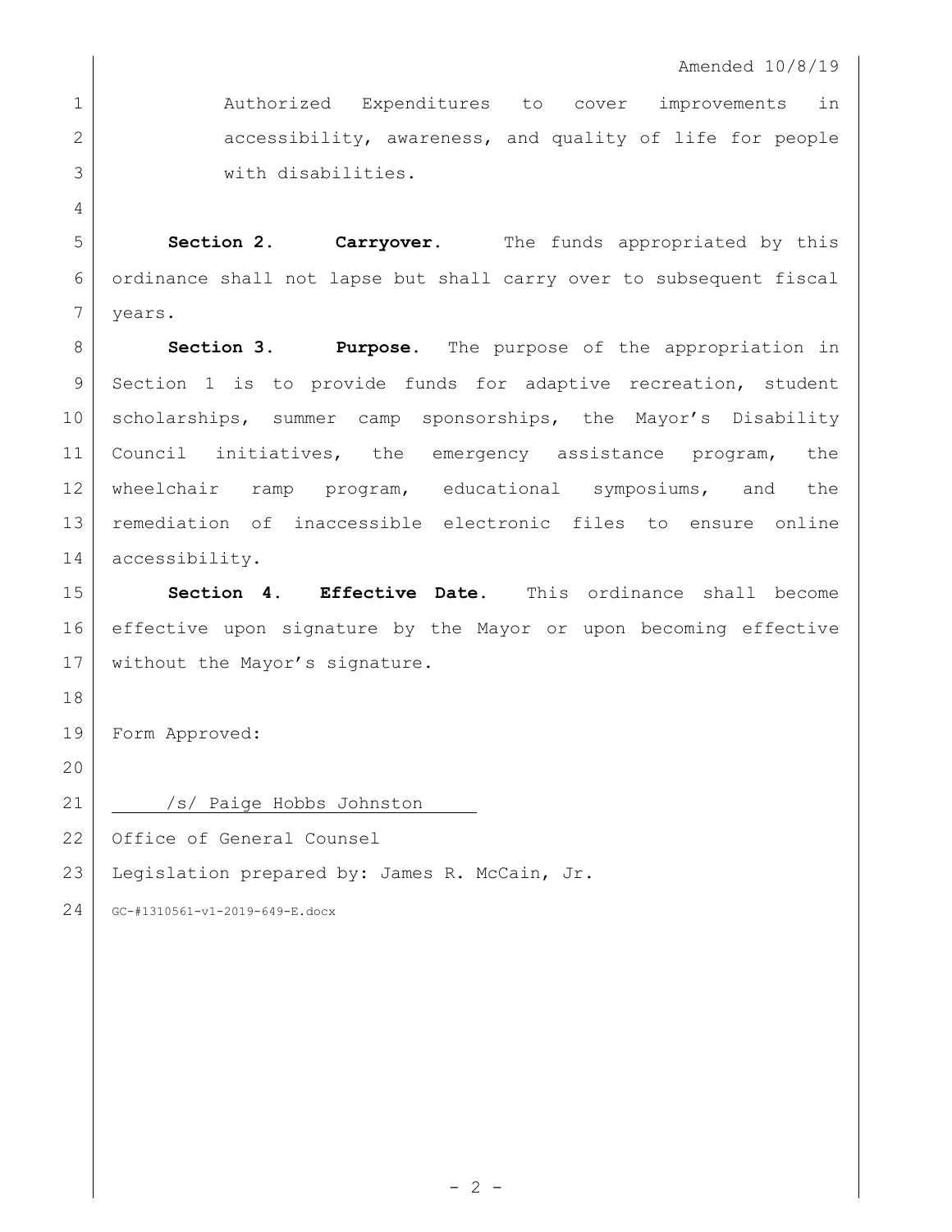Amended 10/8/19

Authorized Expenditures to cover improvements in accessibility, awareness, and quality of life for people with disabilities.

**Section 2. Carryover.** The funds appropriated by this ordinance shall not lapse but shall carry over to subsequent fiscal years.

**Section 3. Purpose.** The purpose of the appropriation in Section 1 is to provide funds for adaptive recreation, student scholarships, summer camp sponsorships, the Mayor's Disability Council initiatives, the emergency assistance program, the wheelchair ramp program, educational symposiums, and the remediation of inaccessible electronic files to ensure online accessibility.

**Section 4. Effective Date.** This ordinance shall become effective upon signature by the Mayor or upon becoming effective without the Mayor's signature.

Form Approved:

/s/ Paige Hobbs Johnston

Office of General Counsel

Legislation prepared by: James R. McCain, Jr.

GC-#1310561-v1-2019-649-E.docx